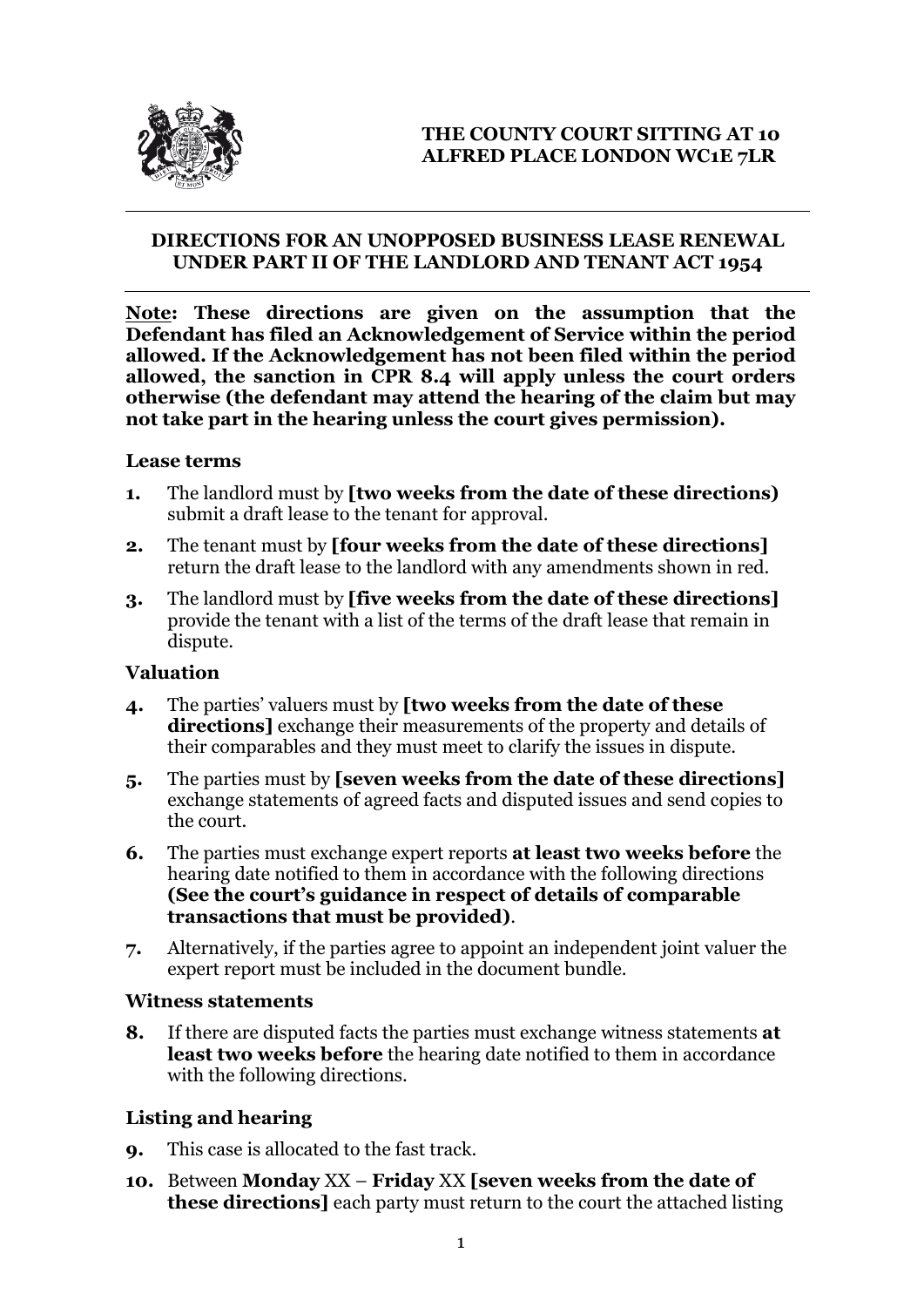**THE COUNTY COURT SITTING AT 10 ALFRED PLACE LONDON WC1E 7LR**

---

**DIRECTIONS FOR AN UNOPPOSED BUSINESS LEASE RENEWAL UNDER PART II OF THE LANDLORD AND TENANT ACT 1954**

---

**Note: These directions are given on the assumption that the Defendant has filed an Acknowledgement of Service within the period allowed. If the Acknowledgement has not been filed within the period allowed, the sanction in CPR 8.4 will apply unless the court orders otherwise (the defendant may attend the hearing of the claim but may not take part in the hearing unless the court gives permission).**

### Lease terms

**1.** The landlord must by **[two weeks from the date of these directions)** submit a draft lease to the tenant for approval.

**2.** The tenant must by **[four weeks from the date of these directions]** return the draft lease to the landlord with any amendments shown in red.

**3.** The landlord must by **[five weeks from the date of these directions]** provide the tenant with a list of the terms of the draft lease that remain in dispute.

### Valuation

**4.** The parties' valuers must by **[two weeks from the date of these directions]** exchange their measurements of the property and details of their comparables and they must meet to clarify the issues in dispute.

**5.** The parties must by **[seven weeks from the date of these directions]** exchange statements of agreed facts and disputed issues and send copies to the court.

**6.** The parties must exchange expert reports **at least two weeks before** the hearing date notified to them in accordance with the following directions **(See the court's guidance in respect of details of comparable transactions that must be provided)**.

**7.** Alternatively, if the parties agree to appoint an independent joint valuer the expert report must be included in the document bundle.

### Witness statements

**8.** If there are disputed facts the parties must exchange witness statements **at least two weeks before** the hearing date notified to them in accordance with the following directions.

### Listing and hearing

**9.** This case is allocated to the fast track.

**10.** Between **Monday** XX – **Friday** XX **[seven weeks from the date of these directions]** each party must return to the court the attached listing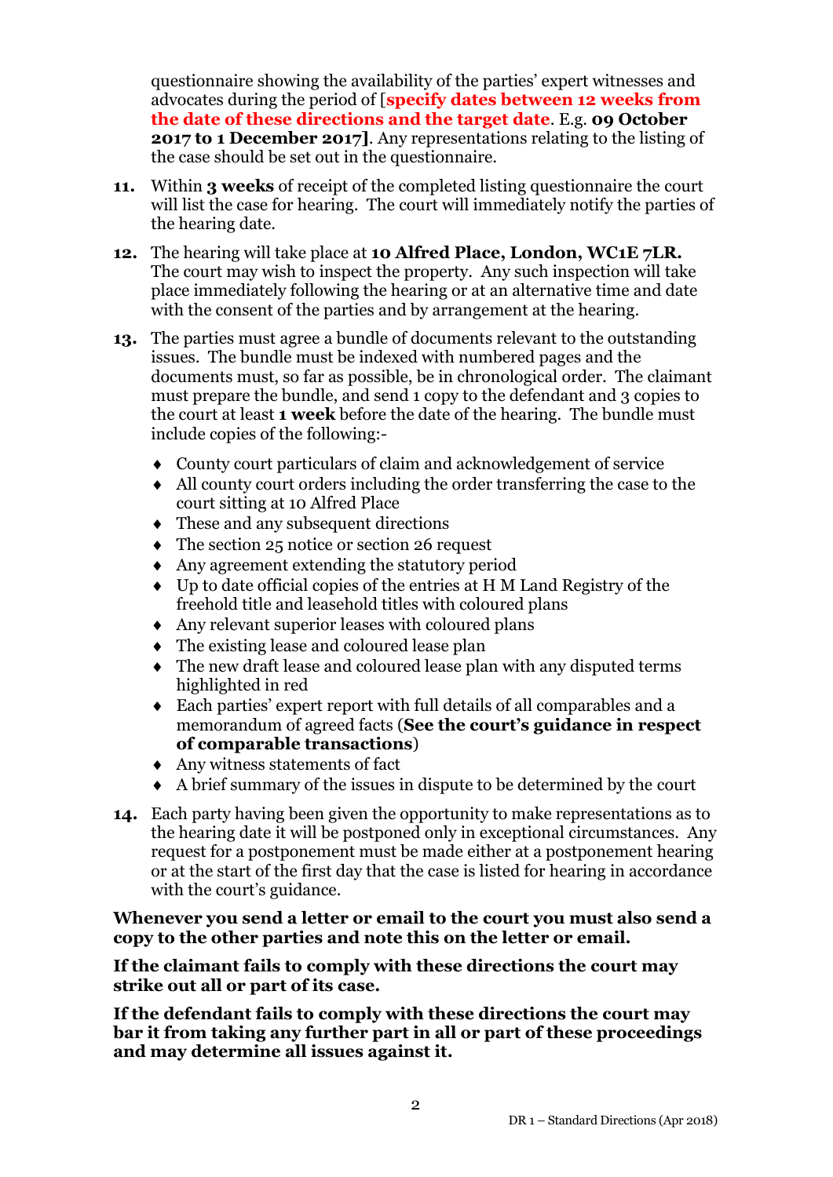questionnaire showing the availability of the parties' expert witnesses and advocates during the period of [**specify dates between 12 weeks from the date of these directions and the target date**. E.g. **09 October 2017 to 1 December 2017]**. Any representations relating to the listing of the case should be set out in the questionnaire.

**11.** Within **3 weeks** of receipt of the completed listing questionnaire the court will list the case for hearing. The court will immediately notify the parties of the hearing date.

**12.** The hearing will take place at **10 Alfred Place, London, WC1E 7LR.** The court may wish to inspect the property. Any such inspection will take place immediately following the hearing or at an alternative time and date with the consent of the parties and by arrangement at the hearing.

**13.** The parties must agree a bundle of documents relevant to the outstanding issues. The bundle must be indexed with numbered pages and the documents must, so far as possible, be in chronological order. The claimant must prepare the bundle, and send 1 copy to the defendant and 3 copies to the court at least **1 week** before the date of the hearing. The bundle must include copies of the following:-

- County court particulars of claim and acknowledgement of service
- All county court orders including the order transferring the case to the court sitting at 10 Alfred Place
- These and any subsequent directions
- The section 25 notice or section 26 request
- Any agreement extending the statutory period
- Up to date official copies of the entries at H M Land Registry of the freehold title and leasehold titles with coloured plans
- Any relevant superior leases with coloured plans
- The existing lease and coloured lease plan
- The new draft lease and coloured lease plan with any disputed terms highlighted in red
- Each parties' expert report with full details of all comparables and a memorandum of agreed facts (**See the court's guidance in respect of comparable transactions**)
- Any witness statements of fact
- A brief summary of the issues in dispute to be determined by the court

**14.** Each party having been given the opportunity to make representations as to the hearing date it will be postponed only in exceptional circumstances. Any request for a postponement must be made either at a postponement hearing or at the start of the first day that the case is listed for hearing in accordance with the court's guidance.

**Whenever you send a letter or email to the court you must also send a copy to the other parties and note this on the letter or email.**

**If the claimant fails to comply with these directions the court may strike out all or part of its case.**

**If the defendant fails to comply with these directions the court may bar it from taking any further part in all or part of these proceedings and may determine all issues against it.**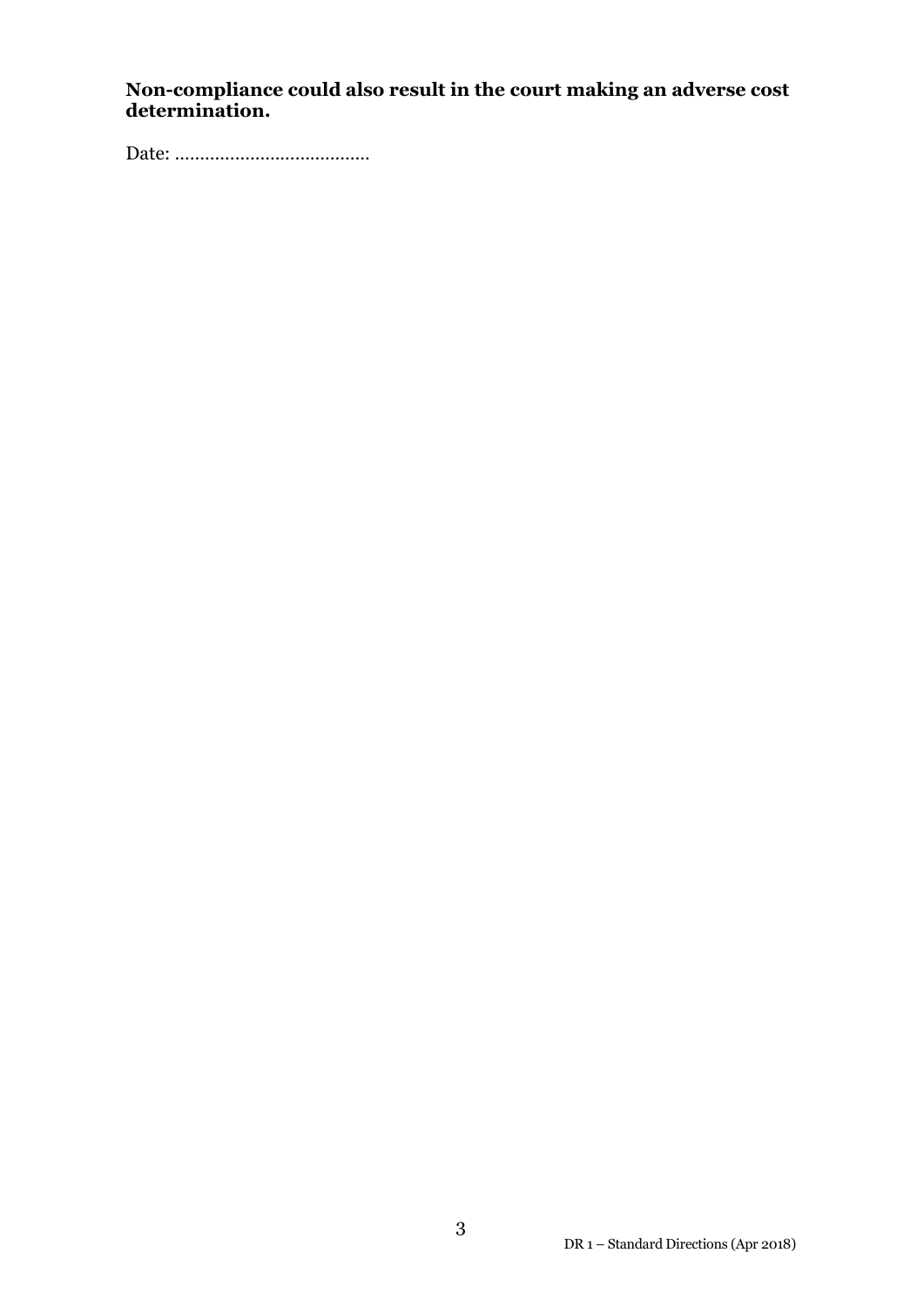**Non-compliance could also result in the court making an adverse cost determination.**

Date: ......................................